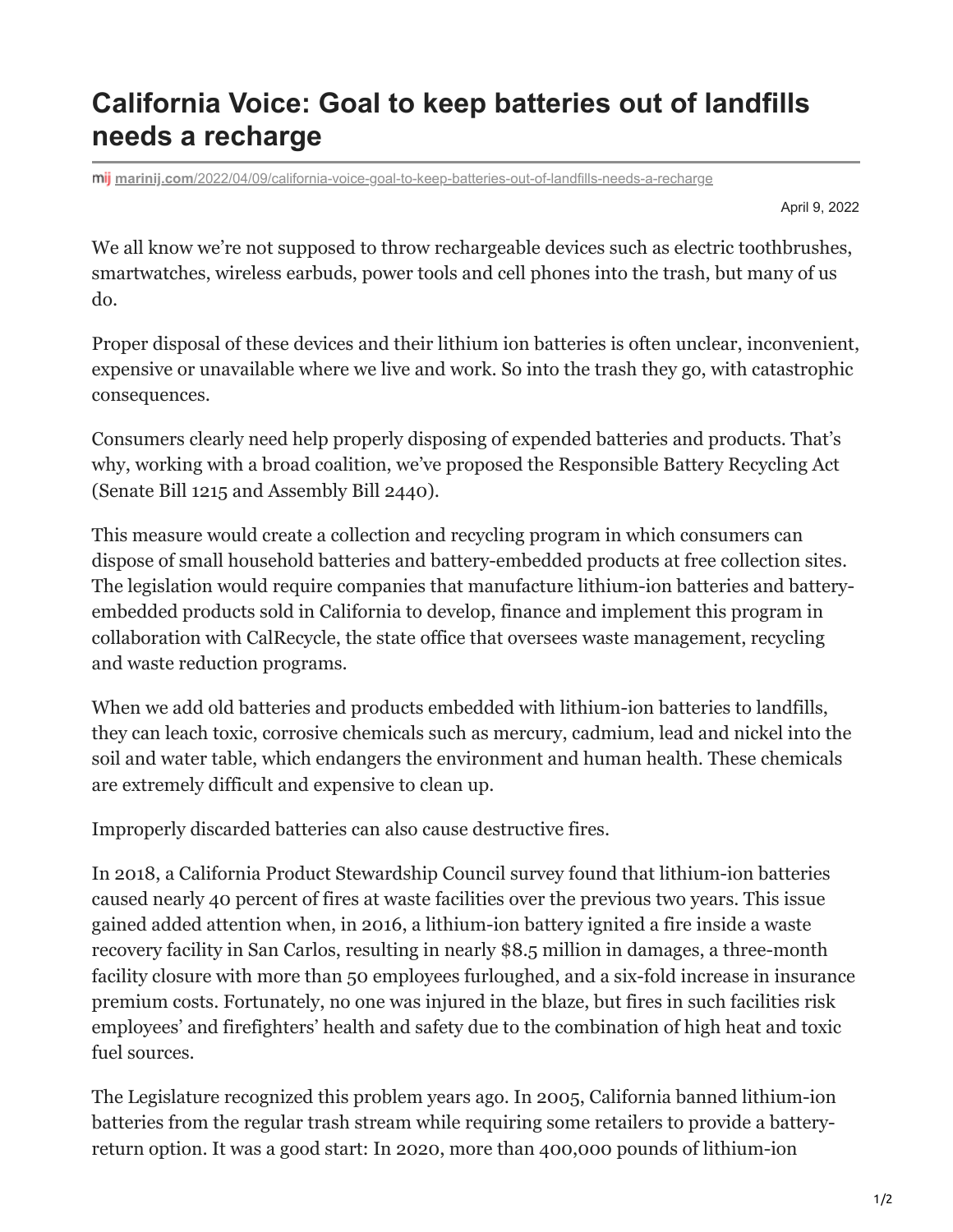# California Voice: Goal to keep batteries out of landfills needs a recharge

marinij.com/2022/04/09/california-voice-goal-to-keep-batteries-out-of-landfills-needs-a-recharge

April 9, 2022

We all know we're not supposed to throw rechargeable devices such as electric toothbrushes, smartwatches, wireless earbuds, power tools and cell phones into the trash, but many of us do.

Proper disposal of these devices and their lithium ion batteries is often unclear, inconvenient, expensive or unavailable where we live and work. So into the trash they go, with catastrophic consequences.

Consumers clearly need help properly disposing of expended batteries and products. That's why, working with a broad coalition, we've proposed the Responsible Battery Recycling Act (Senate Bill 1215 and Assembly Bill 2440).

This measure would create a collection and recycling program in which consumers can dispose of small household batteries and battery-embedded products at free collection sites. The legislation would require companies that manufacture lithium-ion batteries and battery-embedded products sold in California to develop, finance and implement this program in collaboration with CalRecycle, the state office that oversees waste management, recycling and waste reduction programs.

When we add old batteries and products embedded with lithium-ion batteries to landfills, they can leach toxic, corrosive chemicals such as mercury, cadmium, lead and nickel into the soil and water table, which endangers the environment and human health. These chemicals are extremely difficult and expensive to clean up.

Improperly discarded batteries can also cause destructive fires.

In 2018, a California Product Stewardship Council survey found that lithium-ion batteries caused nearly 40 percent of fires at waste facilities over the previous two years. This issue gained added attention when, in 2016, a lithium-ion battery ignited a fire inside a waste recovery facility in San Carlos, resulting in nearly $8.5 million in damages, a three-month facility closure with more than 50 employees furloughed, and a six-fold increase in insurance premium costs. Fortunately, no one was injured in the blaze, but fires in such facilities risk employees' and firefighters' health and safety due to the combination of high heat and toxic fuel sources.

The Legislature recognized this problem years ago. In 2005, California banned lithium-ion batteries from the regular trash stream while requiring some retailers to provide a battery-return option. It was a good start: In 2020, more than 400,000 pounds of lithium-ion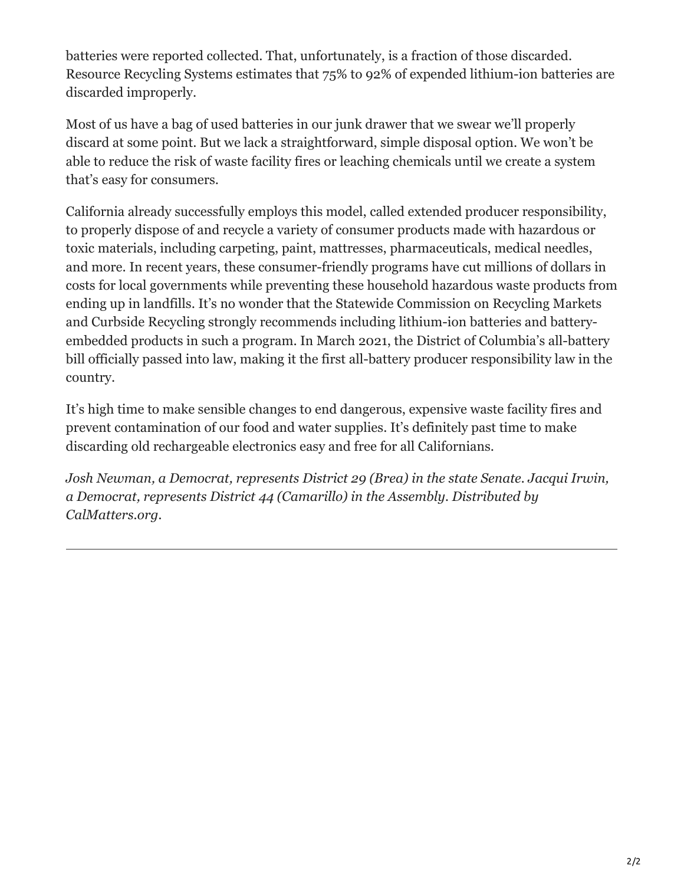batteries were reported collected. That, unfortunately, is a fraction of those discarded. Resource Recycling Systems estimates that 75% to 92% of expended lithium-ion batteries are discarded improperly.

Most of us have a bag of used batteries in our junk drawer that we swear we'll properly discard at some point. But we lack a straightforward, simple disposal option. We won't be able to reduce the risk of waste facility fires or leaching chemicals until we create a system that's easy for consumers.

California already successfully employs this model, called extended producer responsibility, to properly dispose of and recycle a variety of consumer products made with hazardous or toxic materials, including carpeting, paint, mattresses, pharmaceuticals, medical needles, and more. In recent years, these consumer-friendly programs have cut millions of dollars in costs for local governments while preventing these household hazardous waste products from ending up in landfills. It's no wonder that the Statewide Commission on Recycling Markets and Curbside Recycling strongly recommends including lithium-ion batteries and battery-embedded products in such a program. In March 2021, the District of Columbia's all-battery bill officially passed into law, making it the first all-battery producer responsibility law in the country.

It's high time to make sensible changes to end dangerous, expensive waste facility fires and prevent contamination of our food and water supplies. It's definitely past time to make discarding old rechargeable electronics easy and free for all Californians.

*Josh Newman, a Democrat, represents District 29 (Brea) in the state Senate. Jacqui Irwin, a Democrat, represents District 44 (Camarillo) in the Assembly. Distributed by CalMatters.org.*

---